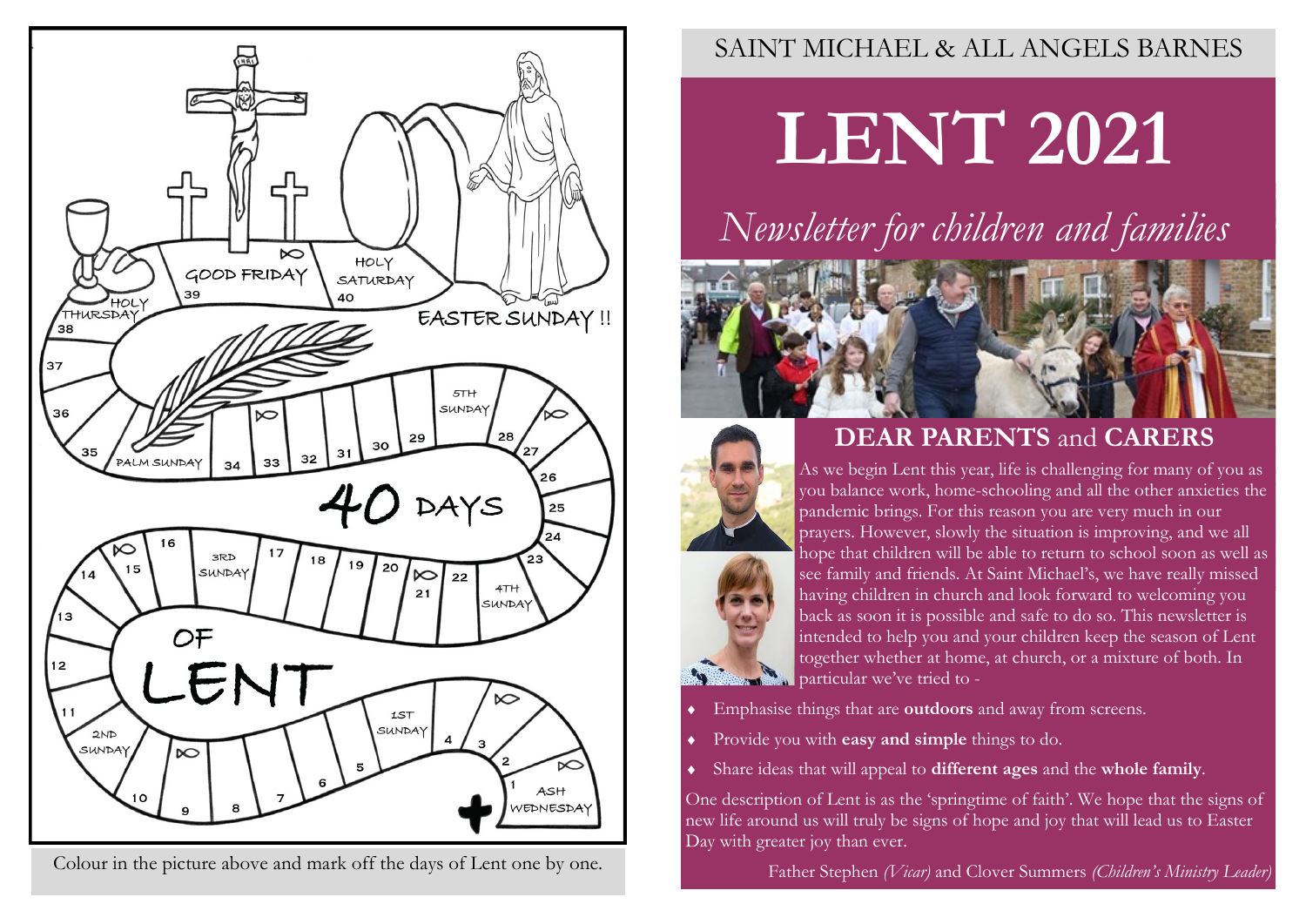Colour in the picture above and mark off the days of Lent one by one.

SAINT MICHAEL & ALL ANGELS BARNES

# LENT 2021

*Newsletter for children and families*

## DEAR PARENTS and CARERS

As we begin Lent this year, life is challenging for many of you as you balance work, home-schooling and all the other anxieties the pandemic brings. For this reason you are very much in our prayers. However, slowly the situation is improving, and we all hope that children will be able to return to school soon as well as see family and friends. At Saint Michael's, we have really missed having children in church and look forward to welcoming you back as soon it is possible and safe to do so. This newsletter is intended to help you and your children keep the season of Lent together whether at home, at church, or a mixture of both. In particular we've tried to -

- Emphasise things that are **outdoors** and away from screens.
- Provide you with **easy and simple** things to do.
- Share ideas that will appeal to **different ages** and the **whole family**.

One description of Lent is as the 'springtime of faith'. We hope that the signs of new life around us will truly be signs of hope and joy that will lead us to Easter Day with greater joy than ever.

Father Stephen *(Vicar)* and Clover Summers *(Children's Ministry Leader)*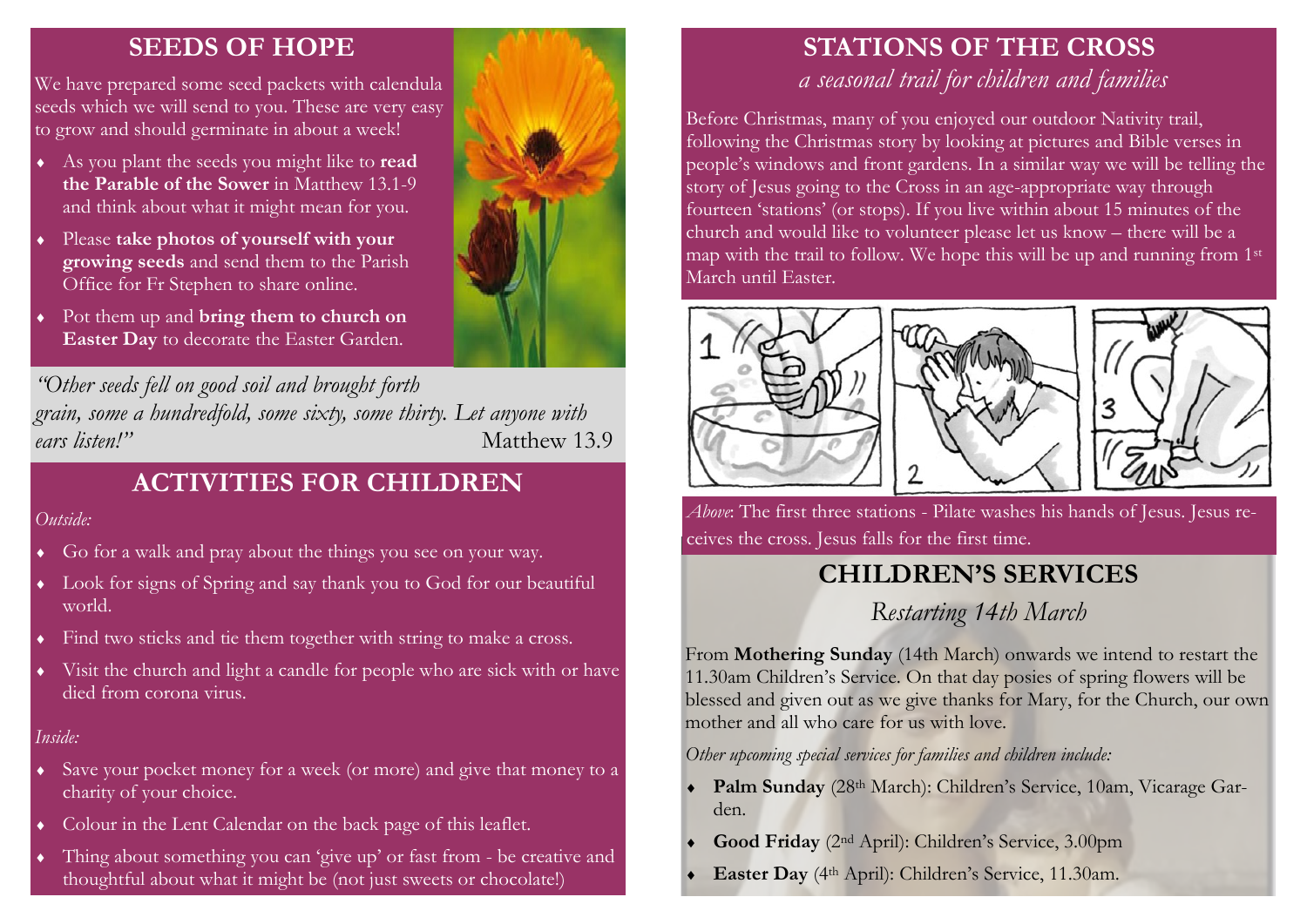## SEEDS OF HOPE

We have prepared some seed packets with calendula seeds which we will send to you. These are very easy to grow and should germinate in about a week!

- As you plant the seeds you might like to **read the Parable of the Sower** in Matthew 13.1-9 and think about what it might mean for you.
- Please **take photos of yourself with your growing seeds** and send them to the Parish Office for Fr Stephen to share online.
- Pot them up and **bring them to church on Easter Day** to decorate the Easter Garden.

*"Other seeds fell on good soil and brought forth grain, some a hundredfold, some sixty, some thirty. Let anyone with ears listen!"* Matthew 13.9

## ACTIVITIES FOR CHILDREN

*Outside:*

- Go for a walk and pray about the things you see on your way.
- Look for signs of Spring and say thank you to God for our beautiful world.
- Find two sticks and tie them together with string to make a cross.
- Visit the church and light a candle for people who are sick with or have died from corona virus.

*Inside:*

- Save your pocket money for a week (or more) and give that money to a charity of your choice.
- Colour in the Lent Calendar on the back page of this leaflet.
- Thing about something you can 'give up' or fast from - be creative and thoughtful about what it might be (not just sweets or chocolate!)

## STATIONS OF THE CROSS

*a seasonal trail for children and families*

Before Christmas, many of you enjoyed our outdoor Nativity trail, following the Christmas story by looking at pictures and Bible verses in people's windows and front gardens. In a similar way we will be telling the story of Jesus going to the Cross in an age-appropriate way through fourteen 'stations' (or stops). If you live within about 15 minutes of the church and would like to volunteer please let us know – there will be a map with the trail to follow. We hope this will be up and running from 1st March until Easter.

*Above*: The first three stations - Pilate washes his hands of Jesus. Jesus receives the cross. Jesus falls for the first time.

## CHILDREN'S SERVICES

*Restarting 14th March*

From **Mothering Sunday** (14th March) onwards we intend to restart the 11.30am Children's Service. On that day posies of spring flowers will be blessed and given out as we give thanks for Mary, for the Church, our own mother and all who care for us with love.

*Other upcoming special services for families and children include:*

- **Palm Sunday** (28th March): Children's Service, 10am, Vicarage Garden.
- **Good Friday** (2nd April): Children's Service, 3.00pm
- **Easter Day** (4th April): Children's Service, 11.30am.